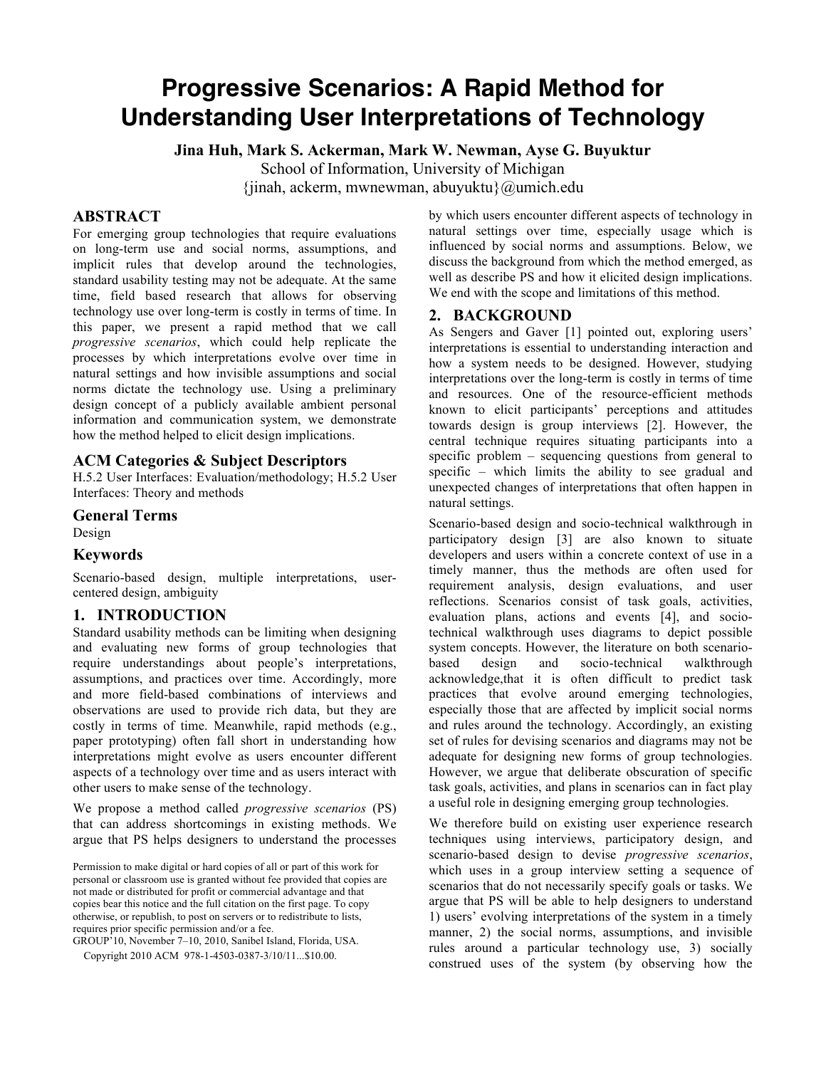# Progressive Scenarios: A Rapid Method for Understanding User Interpretations of Technology

**Jina Huh, Mark S. Ackerman, Mark W. Newman, Ayse G. Buyuktur**

School of Information, University of Michigan

{jinah, ackerm, mwnewman, abuyuktu}@umich.edu

## ABSTRACT

For emerging group technologies that require evaluations on long-term use and social norms, assumptions, and implicit rules that develop around the technologies, standard usability testing may not be adequate. At the same time, field based research that allows for observing technology use over long-term is costly in terms of time. In this paper, we present a rapid method that we call *progressive scenarios*, which could help replicate the processes by which interpretations evolve over time in natural settings and how invisible assumptions and social norms dictate the technology use. Using a preliminary design concept of a publicly available ambient personal information and communication system, we demonstrate how the method helped to elicit design implications.

### ACM Categories & Subject Descriptors

H.5.2 User Interfaces: Evaluation/methodology; H.5.2 User Interfaces: Theory and methods

### General Terms

Design

### Keywords

Scenario-based design, multiple interpretations, user-centered design, ambiguity

## 1. INTRODUCTION

Standard usability methods can be limiting when designing and evaluating new forms of group technologies that require understandings about people's interpretations, assumptions, and practices over time. Accordingly, more and more field-based combinations of interviews and observations are used to provide rich data, but they are costly in terms of time. Meanwhile, rapid methods (e.g., paper prototyping) often fall short in understanding how interpretations might evolve as users encounter different aspects of a technology over time and as users interact with other users to make sense of the technology.

We propose a method called *progressive scenarios* (PS) that can address shortcomings in existing methods. We argue that PS helps designers to understand the processes by which users encounter different aspects of technology in natural settings over time, especially usage which is influenced by social norms and assumptions. Below, we discuss the background from which the method emerged, as well as describe PS and how it elicited design implications. We end with the scope and limitations of this method.

## 2. BACKGROUND

As Sengers and Gaver [1] pointed out, exploring users' interpretations is essential to understanding interaction and how a system needs to be designed. However, studying interpretations over the long-term is costly in terms of time and resources. One of the resource-efficient methods known to elicit participants' perceptions and attitudes towards design is group interviews [2]. However, the central technique requires situating participants into a specific problem – sequencing questions from general to specific – which limits the ability to see gradual and unexpected changes of interpretations that often happen in natural settings.

Scenario-based design and socio-technical walkthrough in participatory design [3] are also known to situate developers and users within a concrete context of use in a timely manner, thus the methods are often used for requirement analysis, design evaluations, and user reflections. Scenarios consist of task goals, activities, evaluation plans, actions and events [4], and socio-technical walkthrough uses diagrams to depict possible system concepts. However, the literature on both scenario-based design and socio-technical walkthrough acknowledge,that it is often difficult to predict task practices that evolve around emerging technologies, especially those that are affected by implicit social norms and rules around the technology. Accordingly, an existing set of rules for devising scenarios and diagrams may not be adequate for designing new forms of group technologies. However, we argue that deliberate obscuration of specific task goals, activities, and plans in scenarios can in fact play a useful role in designing emerging group technologies.

We therefore build on existing user experience research techniques using interviews, participatory design, and scenario-based design to devise *progressive scenarios*, which uses in a group interview setting a sequence of scenarios that do not necessarily specify goals or tasks. We argue that PS will be able to help designers to understand 1) users' evolving interpretations of the system in a timely manner, 2) the social norms, assumptions, and invisible rules around a particular technology use, 3) socially construed uses of the system (by observing how the

Permission to make digital or hard copies of all or part of this work for personal or classroom use is granted without fee provided that copies are not made or distributed for profit or commercial advantage and that copies bear this notice and the full citation on the first page. To copy otherwise, or republish, to post on servers or to redistribute to lists, requires prior specific permission and/or a fee.

GROUP'10, November 7–10, 2010, Sanibel Island, Florida, USA.

Copyright 2010 ACM 978-1-4503-0387-3/10/11...$10.00.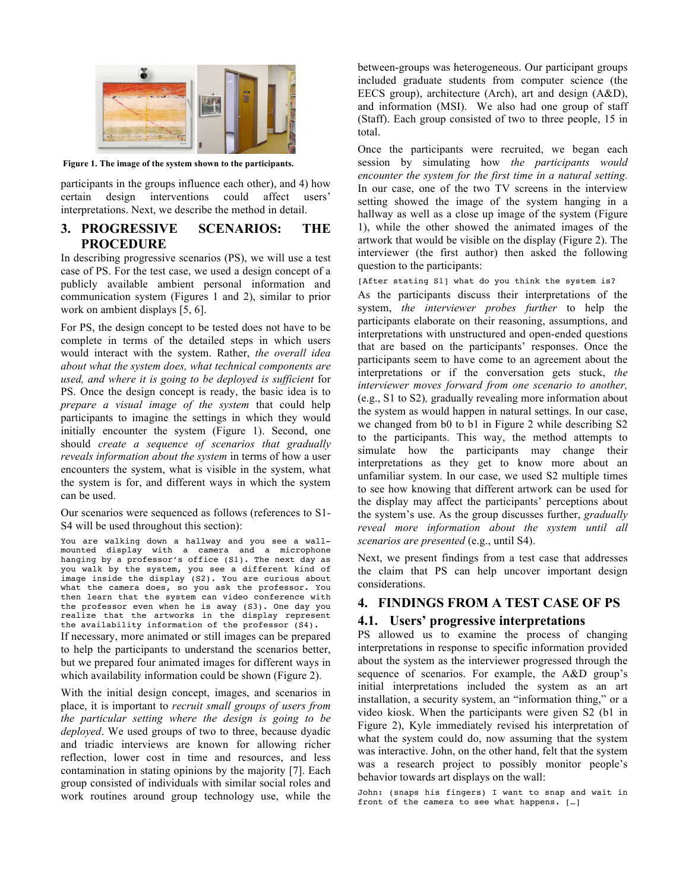Figure 1. The image of the system shown to the participants.

participants in the groups influence each other), and 4) how certain design interventions could affect users' interpretations. Next, we describe the method in detail.

## 3. PROGRESSIVE SCENARIOS: THE PROCEDURE

In describing progressive scenarios (PS), we will use a test case of PS. For the test case, we used a design concept of a publicly available ambient personal information and communication system (Figures 1 and 2), similar to prior work on ambient displays [5, 6].

For PS, the design concept to be tested does not have to be complete in terms of the detailed steps in which users would interact with the system. Rather, *the overall idea about what the system does, what technical components are used, and where it is going to be deployed is sufficient* for PS. Once the design concept is ready, the basic idea is to *prepare a visual image of the system* that could help participants to imagine the settings in which they would initially encounter the system (Figure 1). Second, one should *create a sequence of scenarios that gradually reveals information about the system* in terms of how a user encounters the system, what is visible in the system, what the system is for, and different ways in which the system can be used.

Our scenarios were sequenced as follows (references to S1-S4 will be used throughout this section):

```
You are walking down a hallway and you see a wall-mounted display with a camera and a microphone hanging by a professor's office (S1). The next day as you walk by the system, you see a different kind of image inside the display (S2). You are curious about what the camera does, so you ask the professor. You then learn that the system can video conference with the professor even when he is away (S3). One day you realize that the artworks in the display represent the availability information of the professor (S4).
```

If necessary, more animated or still images can be prepared to help the participants to understand the scenarios better, but we prepared four animated images for different ways in which availability information could be shown (Figure 2).

With the initial design concept, images, and scenarios in place, it is important to *recruit small groups of users from the particular setting where the design is going to be deployed*. We used groups of two to three, because dyadic and triadic interviews are known for allowing richer reflection, lower cost in time and resources, and less contamination in stating opinions by the majority [7]. Each group consisted of individuals with similar social roles and work routines around group technology use, while the between-groups was heterogeneous. Our participant groups included graduate students from computer science (the EECS group), architecture (Arch), art and design (A&D), and information (MSI). We also had one group of staff (Staff). Each group consisted of two to three people, 15 in total.

Once the participants were recruited, we began each session by simulating how *the participants would encounter the system for the first time in a natural setting.* In our case, one of the two TV screens in the interview setting showed the image of the system hanging in a hallway as well as a close up image of the system (Figure 1), while the other showed the animated images of the artwork that would be visible on the display (Figure 2). The interviewer (the first author) then asked the following question to the participants:

```
[After stating S1] what do you think the system is?
```

As the participants discuss their interpretations of the system, *the interviewer probes further* to help the participants elaborate on their reasoning, assumptions, and interpretations with unstructured and open-ended questions that are based on the participants' responses. Once the participants seem to have come to an agreement about the interpretations or if the conversation gets stuck, *the interviewer moves forward from one scenario to another,* (e.g., S1 to S2)*,* gradually revealing more information about the system as would happen in natural settings. In our case, we changed from b0 to b1 in Figure 2 while describing S2 to the participants. This way, the method attempts to simulate how the participants may change their interpretations as they get to know more about an unfamiliar system. In our case, we used S2 multiple times to see how knowing that different artwork can be used for the display may affect the participants' perceptions about the system's use. As the group discusses further, *gradually reveal more information about the system until all scenarios are presented* (e.g., until S4).

Next, we present findings from a test case that addresses the claim that PS can help uncover important design considerations.

## 4. FINDINGS FROM A TEST CASE OF PS

### 4.1. Users' progressive interpretations

PS allowed us to examine the process of changing interpretations in response to specific information provided about the system as the interviewer progressed through the sequence of scenarios. For example, the A&D group's initial interpretations included the system as an art installation, a security system, an "information thing," or a video kiosk. When the participants were given S2 (b1 in Figure 2), Kyle immediately revised his interpretation of what the system could do, now assuming that the system was interactive. John, on the other hand, felt that the system was a research project to possibly monitor people's behavior towards art displays on the wall:

```
John: (snaps his fingers) I want to snap and wait in front of the camera to see what happens. […]
```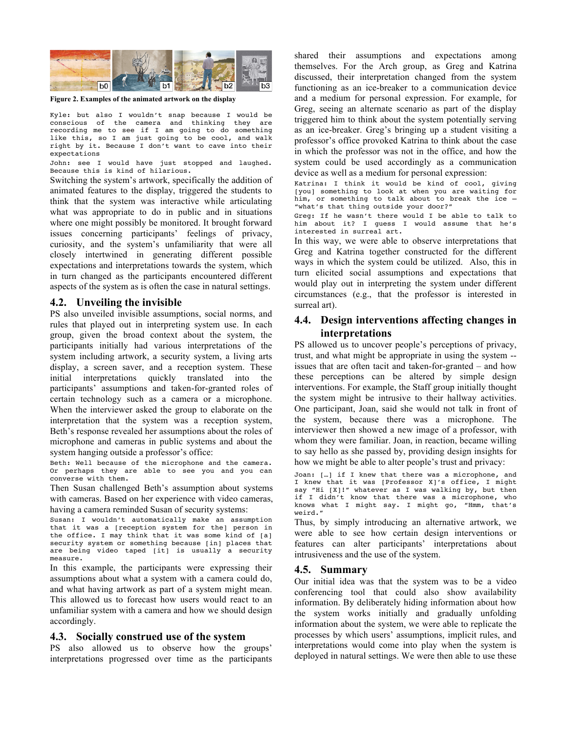Figure 2. Examples of the animated artwork on the display

Kyle: but also I wouldn't snap because I would be conscious of the camera and thinking they are recording me to see if I am going to do something like this, so I am just going to be cool, and walk right by it. Because I don't want to cave into their expectations

John: see I would have just stopped and laughed. Because this is kind of hilarious.

Switching the system's artwork, specifically the addition of animated features to the display, triggered the students to think that the system was interactive while articulating what was appropriate to do in public and in situations where one might possibly be monitored. It brought forward issues concerning participants' feelings of privacy, curiosity, and the system's unfamiliarity that were all closely intertwined in generating different possible expectations and interpretations towards the system, which in turn changed as the participants encountered different aspects of the system as is often the case in natural settings.

## 4.2. Unveiling the invisible

PS also unveiled invisible assumptions, social norms, and rules that played out in interpreting system use. In each group, given the broad context about the system, the participants initially had various interpretations of the system including artwork, a security system, a living arts display, a screen saver, and a reception system. These initial interpretations quickly translated into the participants' assumptions and taken-for-granted roles of certain technology such as a camera or a microphone. When the interviewer asked the group to elaborate on the interpretation that the system was a reception system, Beth's response revealed her assumptions about the roles of microphone and cameras in public systems and about the system hanging outside a professor's office:

Beth: Well because of the microphone and the camera. Or perhaps they are able to see you and you can converse with them.

Then Susan challenged Beth's assumption about systems with cameras. Based on her experience with video cameras, having a camera reminded Susan of security systems:

Susan: I wouldn't automatically make an assumption that it was a [reception system for the] person in the office. I may think that it was some kind of [a] security system or something because [in] places that are being video taped [it] is usually a security measure.

In this example, the participants were expressing their assumptions about what a system with a camera could do, and what having artwork as part of a system might mean. This allowed us to forecast how users would react to an unfamiliar system with a camera and how we should design accordingly.

## 4.3. Socially construed use of the system

PS also allowed us to observe how the groups' interpretations progressed over time as the participants shared their assumptions and expectations among themselves. For the Arch group, as Greg and Katrina discussed, their interpretation changed from the system functioning as an ice-breaker to a communication device and a medium for personal expression. For example, for Greg, seeing an alternate scenario as part of the display triggered him to think about the system potentially serving as an ice-breaker. Greg's bringing up a student visiting a professor's office provoked Katrina to think about the case in which the professor was not in the office, and how the system could be used accordingly as a communication device as well as a medium for personal expression:

Katrina: I think it would be kind of cool, giving [you] something to look at when you are waiting for him, or something to talk about to break the ice – "what's that thing outside your door?"

Greg: If he wasn't there would I be able to talk to him about it? I guess I would assume that he's interested in surreal art.

In this way, we were able to observe interpretations that Greg and Katrina together constructed for the different ways in which the system could be utilized. Also, this in turn elicited social assumptions and expectations that would play out in interpreting the system under different circumstances (e.g., that the professor is interested in surreal art).

## 4.4. Design interventions affecting changes in interpretations

PS allowed us to uncover people's perceptions of privacy, trust, and what might be appropriate in using the system -- issues that are often tacit and taken-for-granted – and how these perceptions can be altered by simple design interventions. For example, the Staff group initially thought the system might be intrusive to their hallway activities. One participant, Joan, said she would not talk in front of the system, because there was a microphone. The interviewer then showed a new image of a professor, with whom they were familiar. Joan, in reaction, became willing to say hello as she passed by, providing design insights for how we might be able to alter people's trust and privacy:

Joan: […] if I knew that there was a microphone, and I knew that it was [Professor X]'s office, I might say "Hi [X]!" whatever as I was walking by, but then if I didn't know that there was a microphone, who knows what I might say. I might go, "Hmm, that's weird."

Thus, by simply introducing an alternative artwork, we were able to see how certain design interventions or features can alter participants' interpretations about intrusiveness and the use of the system.

## 4.5. Summary

Our initial idea was that the system was to be a video conferencing tool that could also show availability information. By deliberately hiding information about how the system works initially and gradually unfolding information about the system, we were able to replicate the processes by which users' assumptions, implicit rules, and interpretations would come into play when the system is deployed in natural settings. We were then able to use these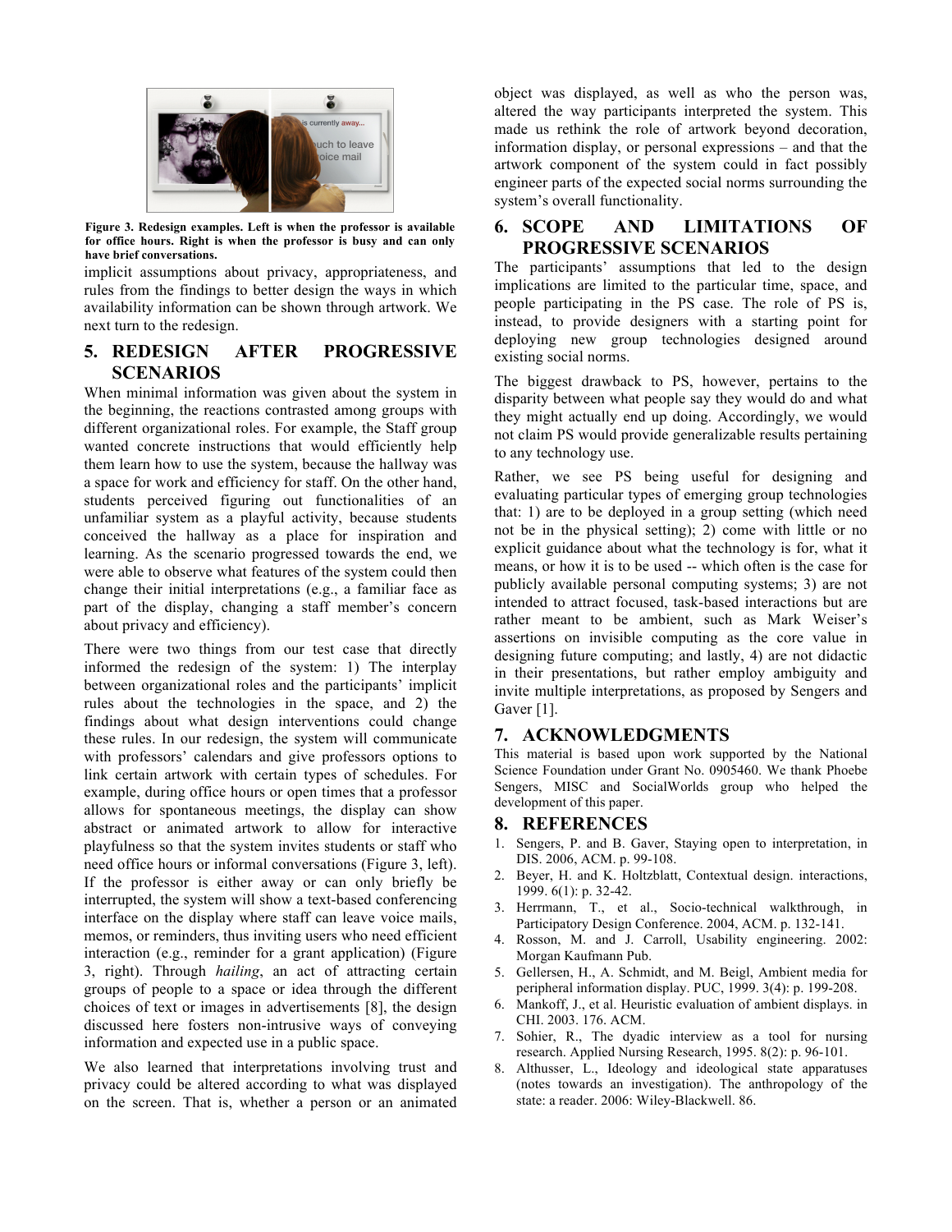Figure 3. Redesign examples. Left is when the professor is available for office hours. Right is when the professor is busy and can only have brief conversations.

implicit assumptions about privacy, appropriateness, and rules from the findings to better design the ways in which availability information can be shown through artwork. We next turn to the redesign.

## 5. REDESIGN AFTER PROGRESSIVE SCENARIOS

When minimal information was given about the system in the beginning, the reactions contrasted among groups with different organizational roles. For example, the Staff group wanted concrete instructions that would efficiently help them learn how to use the system, because the hallway was a space for work and efficiency for staff. On the other hand, students perceived figuring out functionalities of an unfamiliar system as a playful activity, because students conceived the hallway as a place for inspiration and learning. As the scenario progressed towards the end, we were able to observe what features of the system could then change their initial interpretations (e.g., a familiar face as part of the display, changing a staff member's concern about privacy and efficiency).

There were two things from our test case that directly informed the redesign of the system: 1) The interplay between organizational roles and the participants' implicit rules about the technologies in the space, and 2) the findings about what design interventions could change these rules. In our redesign, the system will communicate with professors' calendars and give professors options to link certain artwork with certain types of schedules. For example, during office hours or open times that a professor allows for spontaneous meetings, the display can show abstract or animated artwork to allow for interactive playfulness so that the system invites students or staff who need office hours or informal conversations (Figure 3, left). If the professor is either away or can only briefly be interrupted, the system will show a text-based conferencing interface on the display where staff can leave voice mails, memos, or reminders, thus inviting users who need efficient interaction (e.g., reminder for a grant application) (Figure 3, right). Through *hailing*, an act of attracting certain groups of people to a space or idea through the different choices of text or images in advertisements [8], the design discussed here fosters non-intrusive ways of conveying information and expected use in a public space.

We also learned that interpretations involving trust and privacy could be altered according to what was displayed on the screen. That is, whether a person or an animated object was displayed, as well as who the person was, altered the way participants interpreted the system. This made us rethink the role of artwork beyond decoration, information display, or personal expressions – and that the artwork component of the system could in fact possibly engineer parts of the expected social norms surrounding the system's overall functionality.

## 6. SCOPE AND LIMITATIONS OF PROGRESSIVE SCENARIOS

The participants' assumptions that led to the design implications are limited to the particular time, space, and people participating in the PS case. The role of PS is, instead, to provide designers with a starting point for deploying new group technologies designed around existing social norms.

The biggest drawback to PS, however, pertains to the disparity between what people say they would do and what they might actually end up doing. Accordingly, we would not claim PS would provide generalizable results pertaining to any technology use.

Rather, we see PS being useful for designing and evaluating particular types of emerging group technologies that: 1) are to be deployed in a group setting (which need not be in the physical setting); 2) come with little or no explicit guidance about what the technology is for, what it means, or how it is to be used -- which often is the case for publicly available personal computing systems; 3) are not intended to attract focused, task-based interactions but are rather meant to be ambient, such as Mark Weiser's assertions on invisible computing as the core value in designing future computing; and lastly, 4) are not didactic in their presentations, but rather employ ambiguity and invite multiple interpretations, as proposed by Sengers and Gaver [1].

## 7. ACKNOWLEDGMENTS

This material is based upon work supported by the National Science Foundation under Grant No. 0905460. We thank Phoebe Sengers, MISC and SocialWorlds group who helped the development of this paper.

## 8. REFERENCES

1. Sengers, P. and B. Gaver, Staying open to interpretation, in DIS. 2006, ACM. p. 99-108.
2. Beyer, H. and K. Holtzblatt, Contextual design. interactions, 1999. 6(1): p. 32-42.
3. Herrmann, T., et al., Socio-technical walkthrough, in Participatory Design Conference. 2004, ACM. p. 132-141.
4. Rosson, M. and J. Carroll, Usability engineering. 2002: Morgan Kaufmann Pub.
5. Gellersen, H., A. Schmidt, and M. Beigl, Ambient media for peripheral information display. PUC, 1999. 3(4): p. 199-208.
6. Mankoff, J., et al. Heuristic evaluation of ambient displays. in CHI. 2003. 176. ACM.
7. Sohier, R., The dyadic interview as a tool for nursing research. Applied Nursing Research, 1995. 8(2): p. 96-101.
8. Althusser, L., Ideology and ideological state apparatuses (notes towards an investigation). The anthropology of the state: a reader. 2006: Wiley-Blackwell. 86.